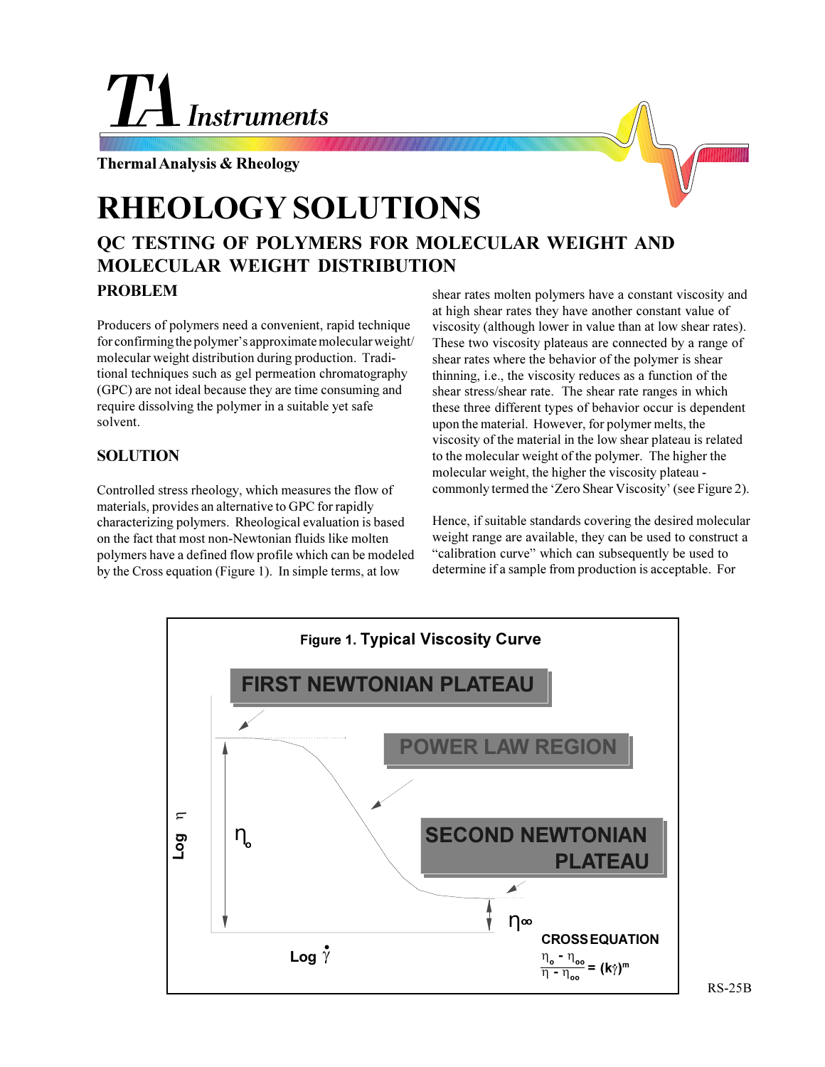TA Instruments

Thermal Analysis & Rheology

# RHEOLOGY SOLUTIONS

## QC TESTING OF POLYMERS FOR MOLECULAR WEIGHT AND MOLECULAR WEIGHT DISTRIBUTION

### PROBLEM

Producers of polymers need a convenient, rapid technique for confirming the polymer's approximate molecular weight/ molecular weight distribution during production. Traditional techniques such as gel permeation chromatography (GPC) are not ideal because they are time consuming and require dissolving the polymer in a suitable yet safe solvent.

### SOLUTION

Controlled stress rheology, which measures the flow of materials, provides an alternative to GPC for rapidly characterizing polymers. Rheological evaluation is based on the fact that most non-Newtonian fluids like molten polymers have a defined flow profile which can be modeled by the Cross equation (Figure 1). In simple terms, at low shear rates molten polymers have a constant viscosity and at high shear rates they have another constant value of viscosity (although lower in value than at low shear rates). These two viscosity plateaus are connected by a range of shear rates where the behavior of the polymer is shear thinning, i.e., the viscosity reduces as a function of the shear stress/shear rate. The shear rate ranges in which these three different types of behavior occur is dependent upon the material. However, for polymer melts, the viscosity of the material in the low shear plateau is related to the molecular weight of the polymer. The higher the molecular weight, the higher the viscosity plateau - commonly termed the 'Zero Shear Viscosity' (see Figure 2).

Hence, if suitable standards covering the desired molecular weight range are available, they can be used to construct a "calibration curve" which can subsequently be used to determine if a sample from production is acceptable. For

**Figure 1. Typical Viscosity Curve**

FIRST NEWTONIAN PLATEAU

POWER LAW REGION

SECOND NEWTONIAN PLATEAU

Log $\eta$

$\eta_o$

$\eta_\infty$

Log $\dot{\gamma}$

CROSS EQUATION

$$\frac{\eta_o - \eta_{\infty}}{\eta - \eta_{\infty}} = (k\dot{\gamma})^m$$

RS-25B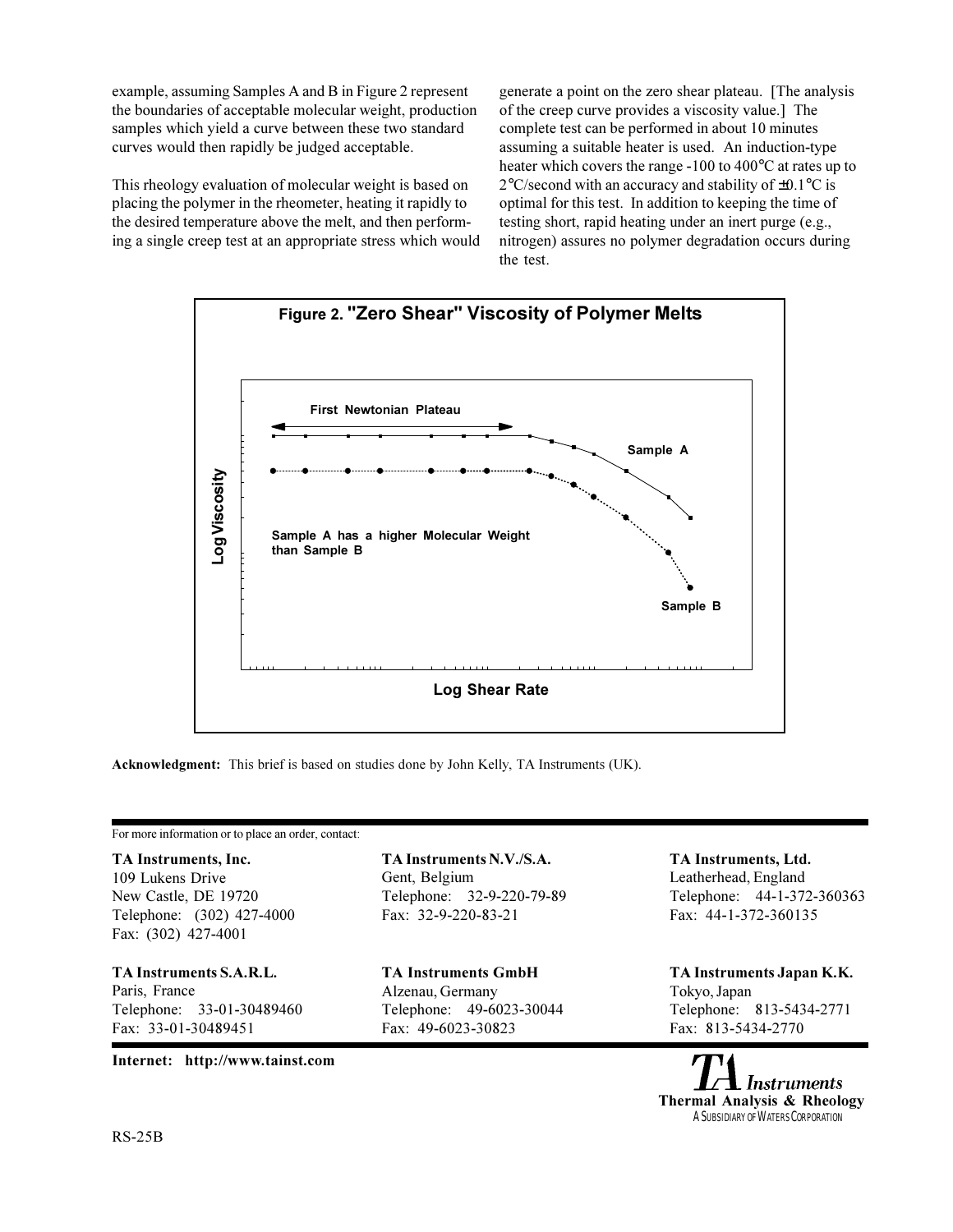example, assuming Samples A and B in Figure 2 represent the boundaries of acceptable molecular weight, production samples which yield a curve between these two standard curves would then rapidly be judged acceptable.

This rheology evaluation of molecular weight is based on placing the polymer in the rheometer, heating it rapidly to the desired temperature above the melt, and then performing a single creep test at an appropriate stress which would generate a point on the zero shear plateau. [The analysis of the creep curve provides a viscosity value.] The complete test can be performed in about 10 minutes assuming a suitable heater is used. An induction-type heater which covers the range -100 to 400°C at rates up to 2°C/second with an accuracy and stability of ±0.1°C is optimal for this test. In addition to keeping the time of testing short, rapid heating under an inert purge (e.g., nitrogen) assures no polymer degradation occurs during the test.

**Figure 2. "Zero Shear" Viscosity of Polymer Melts**

First Newtonian Plateau

Sample A

Sample A has a higher Molecular Weight than Sample B

Sample B

Log Viscosity

Log Shear Rate

**Acknowledgment:** This brief is based on studies done by John Kelly, TA Instruments (UK).

For more information or to place an order, contact:

**TA Instruments, Inc.**
109 Lukens Drive
New Castle, DE 19720
Telephone: (302) 427-4000
Fax: (302) 427-4001

**TA Instruments N.V./S.A.**
Gent, Belgium
Telephone: 32-9-220-79-89
Fax: 32-9-220-83-21

**TA Instruments, Ltd.**
Leatherhead, England
Telephone: 44-1-372-360363
Fax: 44-1-372-360135

**TA Instruments S.A.R.L.**
Paris, France
Telephone: 33-01-30489460
Fax: 33-01-30489451

**TA Instruments GmbH**
Alzenau, Germany
Telephone: 49-6023-30044
Fax: 49-6023-30823

**TA Instruments Japan K.K.**
Tokyo, Japan
Telephone: 813-5434-2771
Fax: 813-5434-2770

**Internet: http://www.tainst.com**

TA Instruments
**Thermal Analysis & Rheology**
A SUBSIDIARY OF WATERS CORPORATION

RS-25B